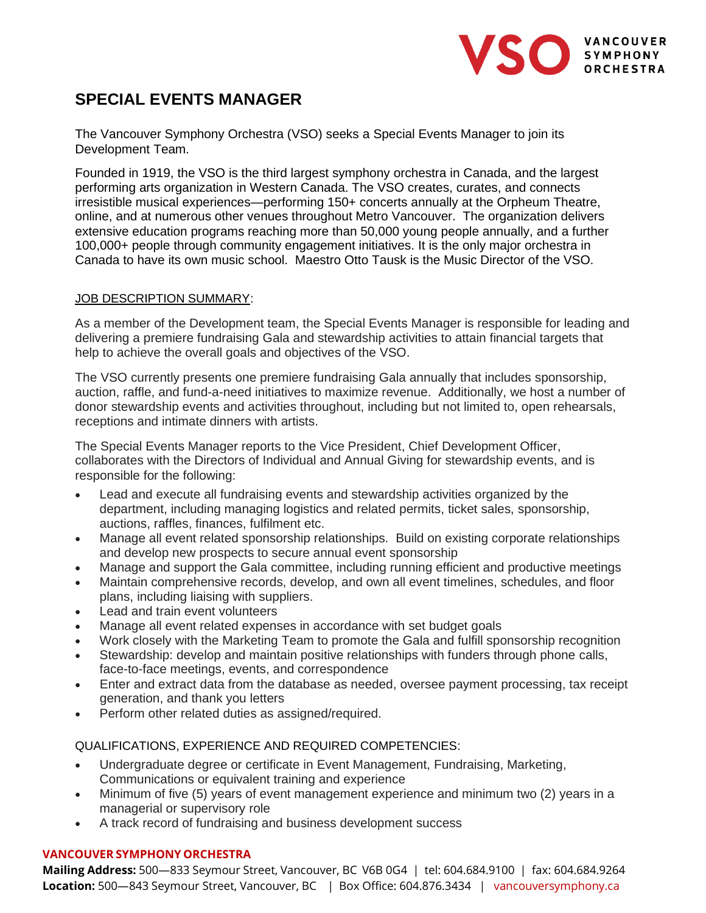# SPECIAL EVENTS MANAGER

The Vancouver Symphony Orchestra (VSO) seeks a Special Events Manager to join its Development Team.

Founded in 1919, the VSO is the third largest symphony orchestra in Canada, and the largest performing arts organization in Western Canada. The VSO creates, curates, and connects irresistible musical experiences—performing 150+ concerts annually at the Orpheum Theatre, online, and at numerous other venues throughout Metro Vancouver. The organization delivers extensive education programs reaching more than 50,000 young people annually, and a further 100,000+ people through community engagement initiatives. It is the only major orchestra in Canada to have its own music school. Maestro Otto Tausk is the Music Director of the VSO.

## JOB DESCRIPTION SUMMARY:

As a member of the Development team, the Special Events Manager is responsible for leading and delivering a premiere fundraising Gala and stewardship activities to attain financial targets that help to achieve the overall goals and objectives of the VSO.

The VSO currently presents one premiere fundraising Gala annually that includes sponsorship, auction, raffle, and fund-a-need initiatives to maximize revenue. Additionally, we host a number of donor stewardship events and activities throughout, including but not limited to, open rehearsals, receptions and intimate dinners with artists.

The Special Events Manager reports to the Vice President, Chief Development Officer, collaborates with the Directors of Individual and Annual Giving for stewardship events, and is responsible for the following:

- Lead and execute all fundraising events and stewardship activities organized by the department, including managing logistics and related permits, ticket sales, sponsorship, auctions, raffles, finances, fulfilment etc.
- Manage all event related sponsorship relationships. Build on existing corporate relationships and develop new prospects to secure annual event sponsorship
- Manage and support the Gala committee, including running efficient and productive meetings
- Maintain comprehensive records, develop, and own all event timelines, schedules, and floor plans, including liaising with suppliers.
- Lead and train event volunteers
- Manage all event related expenses in accordance with set budget goals
- Work closely with the Marketing Team to promote the Gala and fulfill sponsorship recognition
- Stewardship: develop and maintain positive relationships with funders through phone calls, face-to-face meetings, events, and correspondence
- Enter and extract data from the database as needed, oversee payment processing, tax receipt generation, and thank you letters
- Perform other related duties as assigned/required.

## QUALIFICATIONS, EXPERIENCE AND REQUIRED COMPETENCIES:

- Undergraduate degree or certificate in Event Management, Fundraising, Marketing, Communications or equivalent training and experience
- Minimum of five (5) years of event management experience and minimum two (2) years in a managerial or supervisory role
- A track record of fundraising and business development success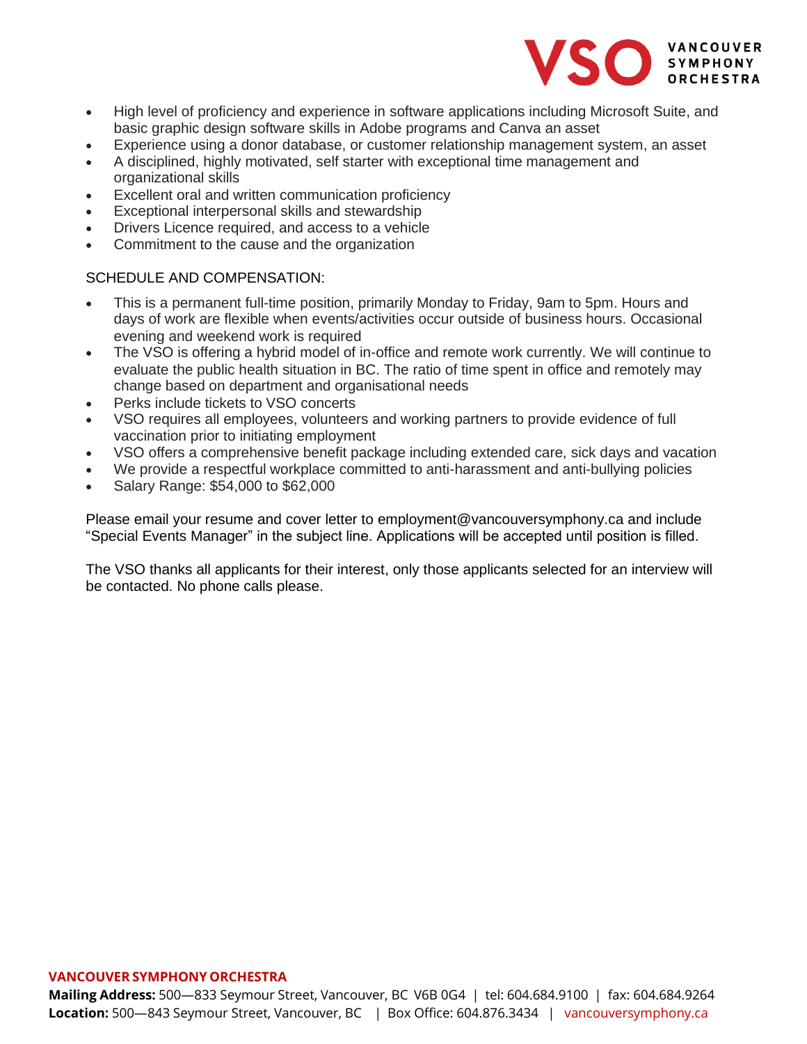- High level of proficiency and experience in software applications including Microsoft Suite, and basic graphic design software skills in Adobe programs and Canva an asset
- Experience using a donor database, or customer relationship management system, an asset
- A disciplined, highly motivated, self starter with exceptional time management and organizational skills
- Excellent oral and written communication proficiency
- Exceptional interpersonal skills and stewardship
- Drivers Licence required, and access to a vehicle
- Commitment to the cause and the organization

SCHEDULE AND COMPENSATION:

- This is a permanent full-time position, primarily Monday to Friday, 9am to 5pm. Hours and days of work are flexible when events/activities occur outside of business hours. Occasional evening and weekend work is required
- The VSO is offering a hybrid model of in-office and remote work currently. We will continue to evaluate the public health situation in BC. The ratio of time spent in office and remotely may change based on department and organisational needs
- Perks include tickets to VSO concerts
- VSO requires all employees, volunteers and working partners to provide evidence of full vaccination prior to initiating employment
- VSO offers a comprehensive benefit package including extended care, sick days and vacation
- We provide a respectful workplace committed to anti-harassment and anti-bullying policies
- Salary Range: $54,000 to $62,000

Please email your resume and cover letter to employment@vancouversymphony.ca and include "Special Events Manager" in the subject line. Applications will be accepted until position is filled.

The VSO thanks all applicants for their interest, only those applicants selected for an interview will be contacted. No phone calls please.

**VANCOUVER SYMPHONY ORCHESTRA**

**Mailing Address:** 500—833 Seymour Street, Vancouver, BC V6B 0G4 | tel: 604.684.9100 | fax: 604.684.9264
**Location:** 500—843 Seymour Street, Vancouver, BC | Box Office: 604.876.3434 | vancouversymphony.ca